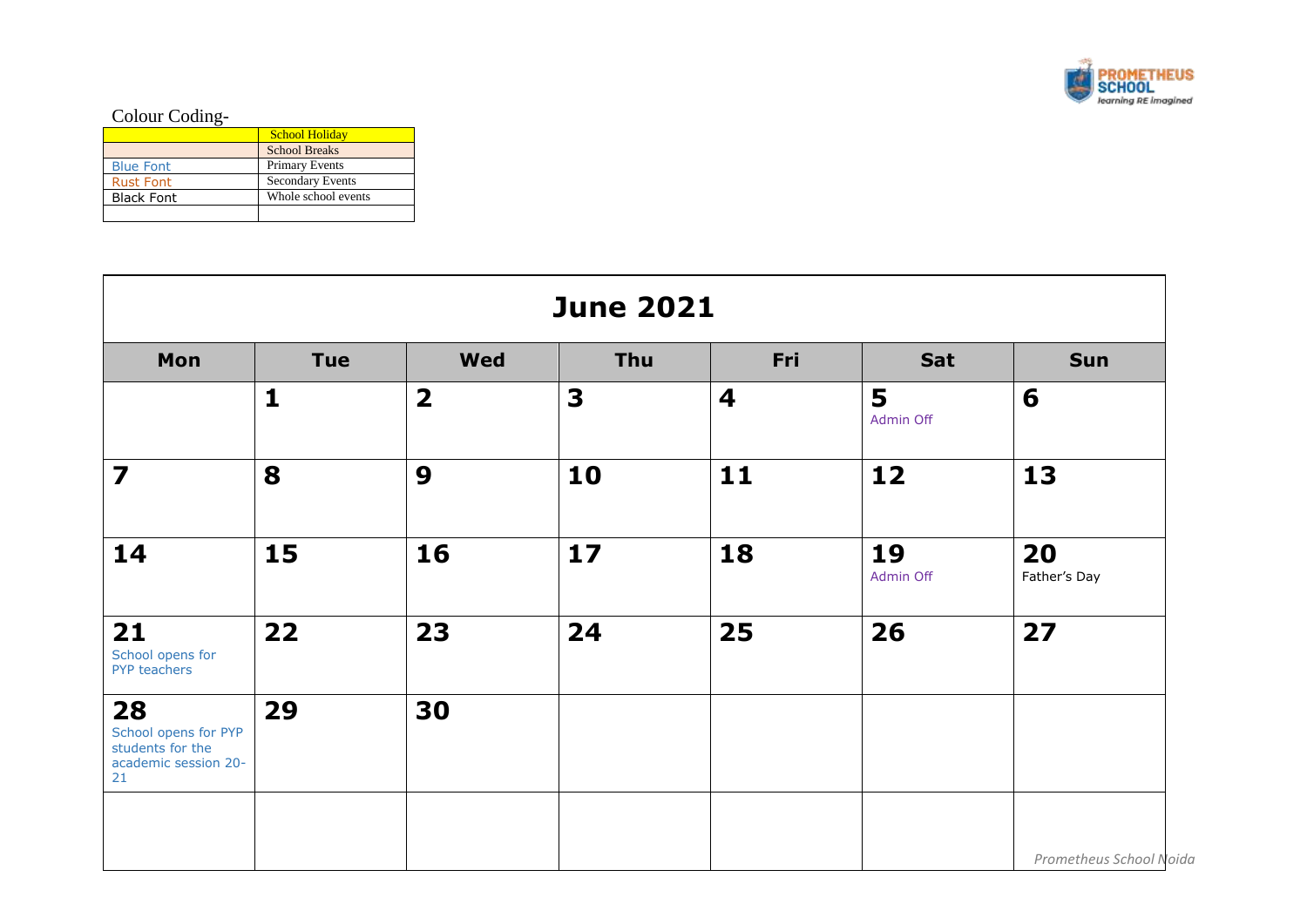Colour Coding-

| | School Holiday |
|---|---|
| | School Breaks |
| Blue Font | Primary Events |
| Rust Font | Secondary Events |
| Black Font | Whole school events |
| | |

## June 2021

| Mon | Tue | Wed | Thu | Fri | Sat | Sun |
|---|---|---|---|---|---|---|
| | **1** | **2** | **3** | **4** | **5** Admin Off | **6** |
| **7** | **8** | **9** | **10** | **11** | **12** | **13** |
| **14** | **15** | **16** | **17** | **18** | **19** Admin Off | **20** Father's Day |
| **21** School opens for PYP teachers | **22** | **23** | **24** | **25** | **26** | **27** |
| **28** School opens for PYP students for the academic session 20-21 | **29** | **30** | | | | |
| | | | | | | |

*Prometheus School Noida*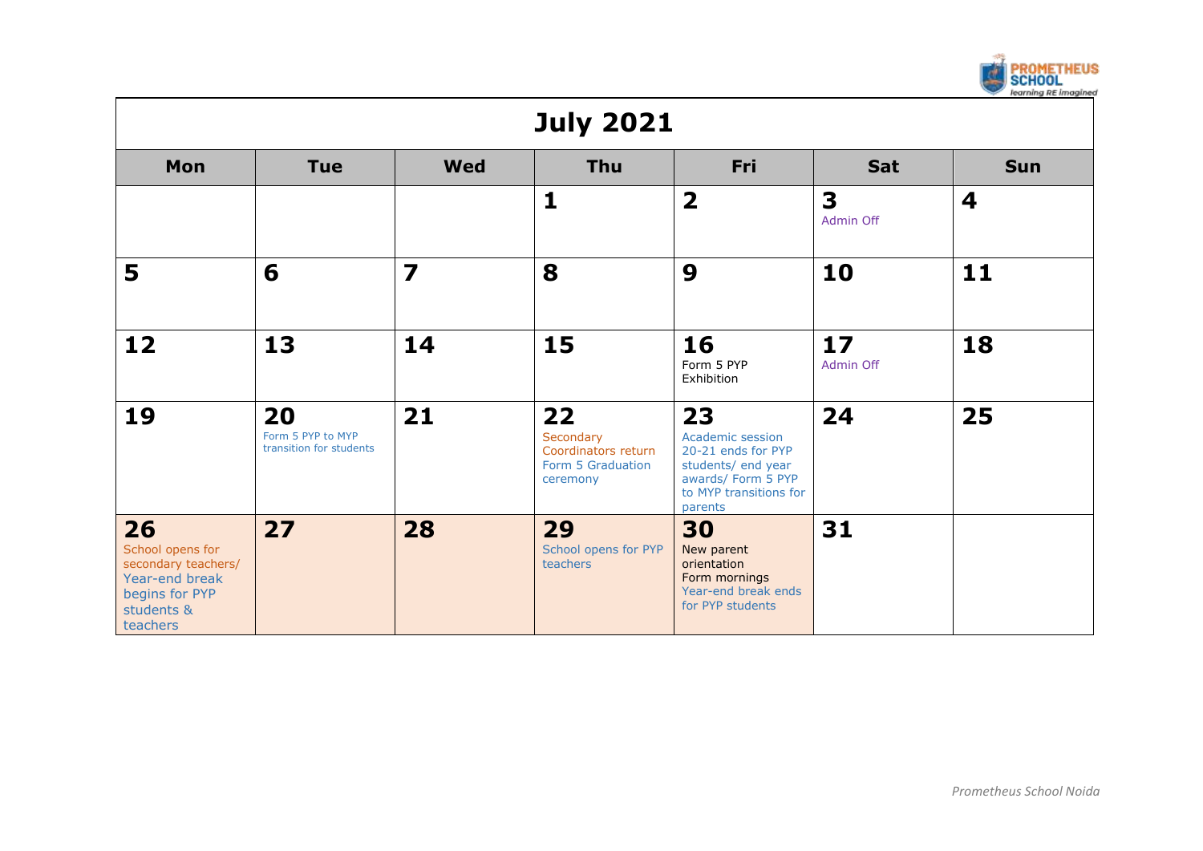| July 2021 | | | | | | |
|---|---|---|---|---|---|---|
| **Mon** | **Tue** | **Wed** | **Thu** | **Fri** | **Sat** | **Sun** |
| | | | **1** | **2** | **3** Admin Off | **4** |
| **5** | **6** | **7** | **8** | **9** | **10** | **11** |
| **12** | **13** | **14** | **15** | **16** Form 5 PYP Exhibition | **17** Admin Off | **18** |
| **19** | **20** Form 5 PYP to MYP transition for students | **21** | **22** Secondary Coordinators return Form 5 Graduation ceremony | **23** Academic session 20-21 ends for PYP students/ end year awards/ Form 5 PYP to MYP transitions for parents | **24** | **25** |
| **26** School opens for secondary teachers/ Year-end break begins for PYP students & teachers | **27** | **28** | **29** School opens for PYP teachers | **30** New parent orientation Form mornings Year-end break ends for PYP students | **31** | |

*Prometheus School Noida*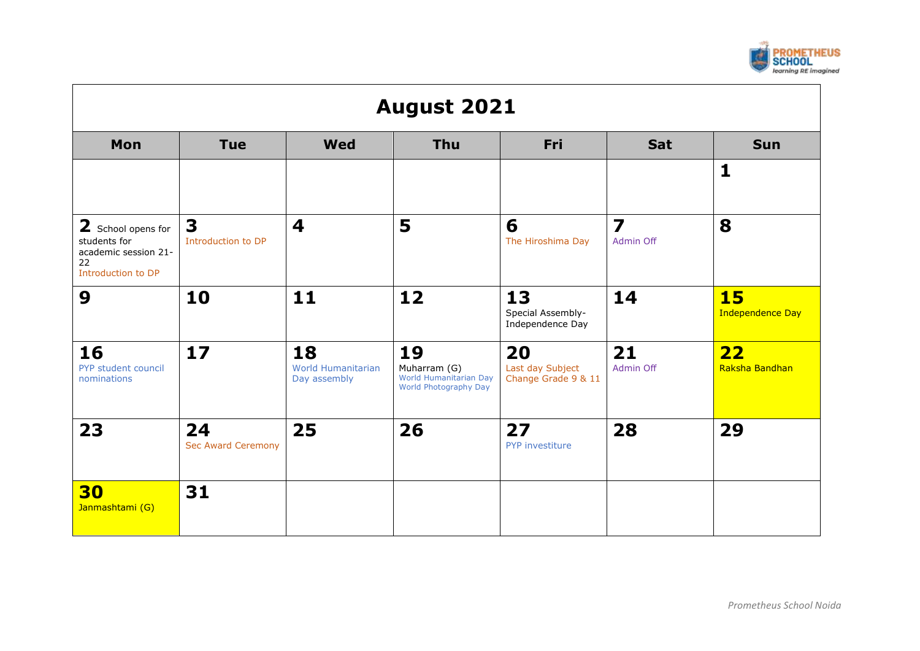# August 2021

| Mon | Tue | Wed | Thu | Fri | Sat | Sun |
|---|---|---|---|---|---|---|
| | | | | | | **1** |
| **2** School opens for students for academic session 21-22<br>Introduction to DP | **3**<br>Introduction to DP | **4** | **5** | **6**<br>The Hiroshima Day | **7**<br>Admin Off | **8** |
| **9** | **10** | **11** | **12** | **13**<br>Special Assembly-Independence Day | **14** | **15**<br>Independence Day |
| **16**<br>PYP student council nominations | **17** | **18**<br>World Humanitarian Day assembly | **19**<br>Muharram (G)<br>World Humanitarian Day<br>World Photography Day | **20**<br>Last day Subject Change Grade 9 & 11 | **21**<br>Admin Off | **22**<br>Raksha Bandhan |
| **23** | **24**<br>Sec Award Ceremony | **25** | **26** | **27**<br>PYP investiture | **28** | **29** |
| **30**<br>Janmashtami (G) | **31** | | | | | |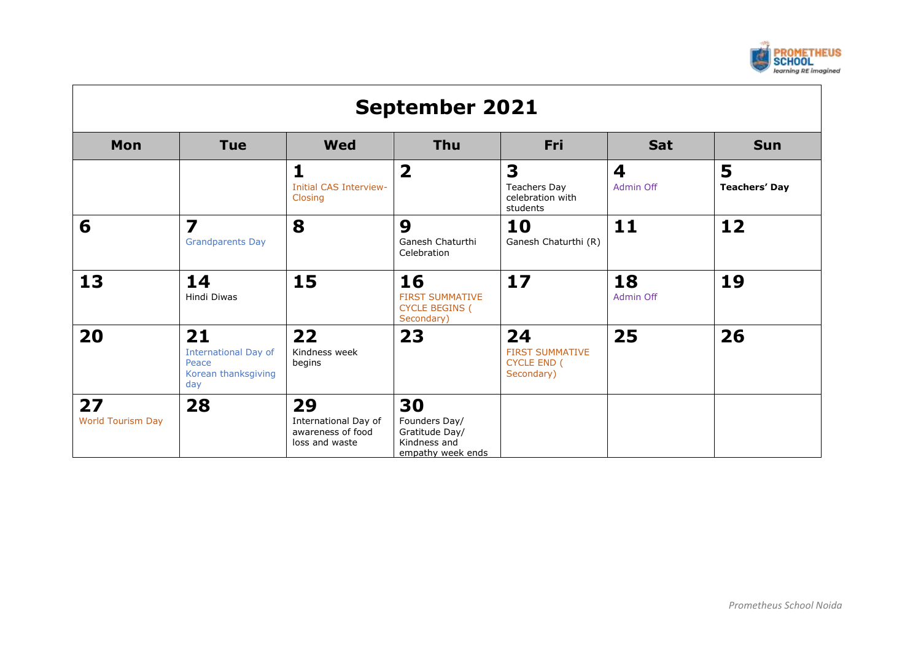# September 2021

| Mon | Tue | Wed | Thu | Fri | Sat | Sun |
|---|---|---|---|---|---|---|
| | | **1** Initial CAS Interview- Closing | **2** | **3** Teachers Day celebration with students | **4** Admin Off | **5** **Teachers' Day** |
| **6** | **7** Grandparents Day | **8** | **9** Ganesh Chaturthi Celebration | **10** Ganesh Chaturthi (R) | **11** | **12** |
| **13** | **14** Hindi Diwas | **15** | **16** FIRST SUMMATIVE CYCLE BEGINS ( Secondary) | **17** | **18** Admin Off | **19** |
| **20** | **21** International Day of Peace Korean thanksgiving day | **22** Kindness week begins | **23** | **24** FIRST SUMMATIVE CYCLE END ( Secondary) | **25** | **26** |
| **27** World Tourism Day | **28** | **29** International Day of awareness of food loss and waste | **30** Founders Day/ Gratitude Day/ Kindness and empathy week ends | | | |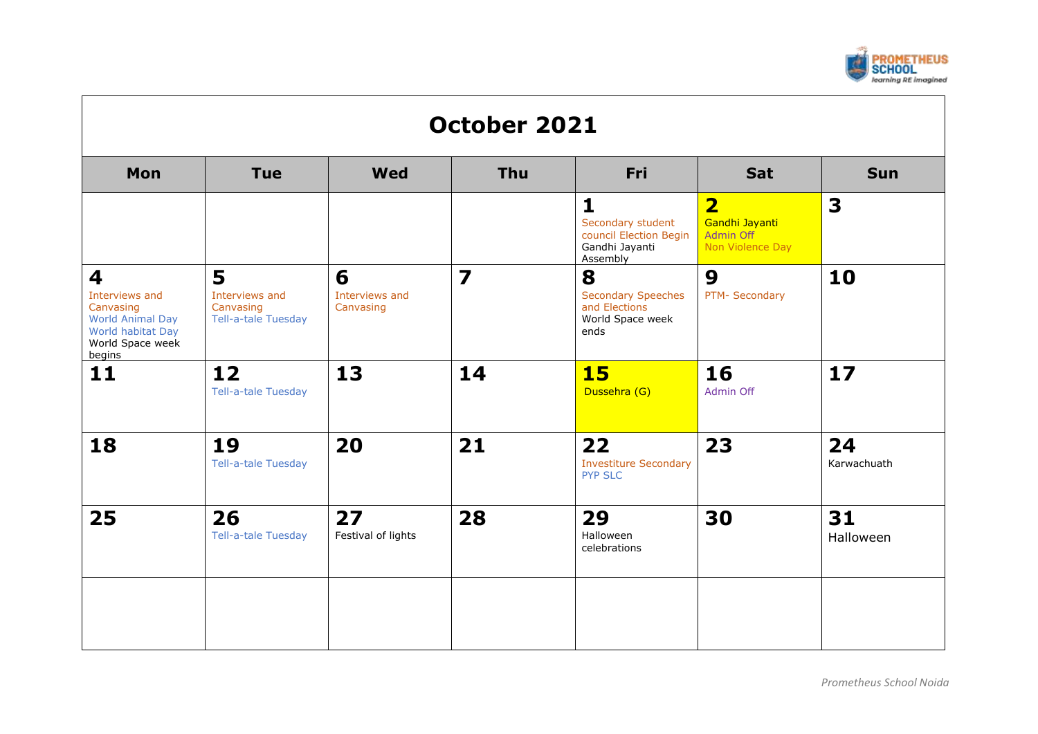# October 2021

| Mon | Tue | Wed | Thu | Fri | Sat | Sun |
|---|---|---|---|---|---|---|
| | | | | **1** Secondary student council Election Begin Gandhi Jayanti Assembly | **2** Gandhi Jayanti Admin Off Non Violence Day | **3** |
| **4** Interviews and Canvasing World Animal Day World habitat Day World Space week begins | **5** Interviews and Canvasing Tell-a-tale Tuesday | **6** Interviews and Canvasing | **7** | **8** Secondary Speeches and Elections World Space week ends | **9** PTM- Secondary | **10** |
| **11** | **12** Tell-a-tale Tuesday | **13** | **14** | **15** Dussehra (G) | **16** Admin Off | **17** |
| **18** | **19** Tell-a-tale Tuesday | **20** | **21** | **22** Investiture Secondary PYP SLC | **23** | **24** Karwachuath |
| **25** | **26** Tell-a-tale Tuesday | **27** Festival of lights | **28** | **29** Halloween celebrations | **30** | **31** Halloween |
| | | | | | | |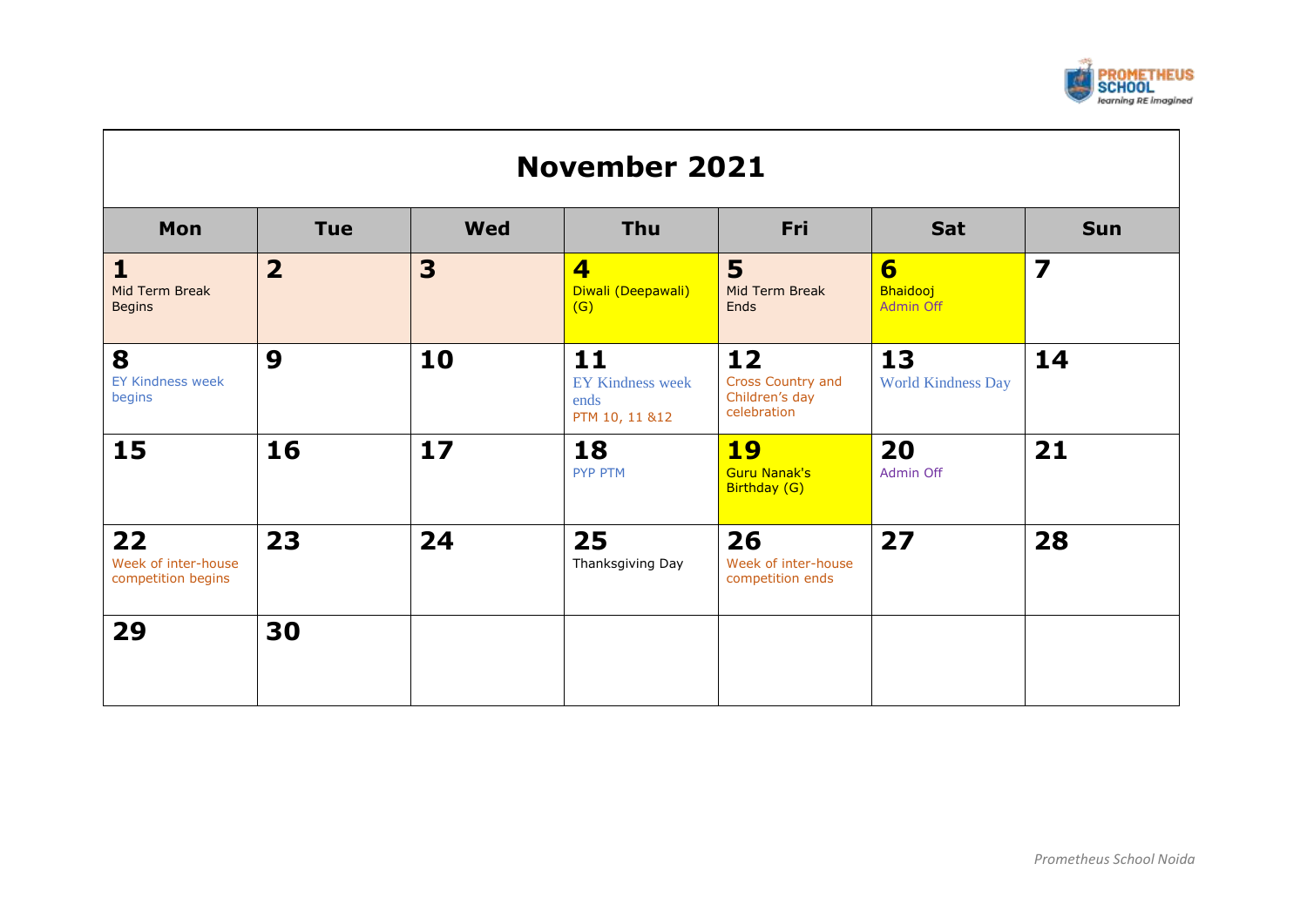# November 2021

| Mon | Tue | Wed | Thu | Fri | Sat | Sun |
|---|---|---|---|---|---|---|
| **1** Mid Term Break Begins | **2** | **3** | **4** Diwali (Deepawali) (G) | **5** Mid Term Break Ends | **6** Bhaidooj Admin Off | **7** |
| **8** EY Kindness week begins | **9** | **10** | **11** EY Kindness week ends PTM 10, 11 &12 | **12** Cross Country and Children's day celebration | **13** World Kindness Day | **14** |
| **15** | **16** | **17** | **18** PYP PTM | **19** Guru Nanak's Birthday (G) | **20** Admin Off | **21** |
| **22** Week of inter-house competition begins | **23** | **24** | **25** Thanksgiving Day | **26** Week of inter-house competition ends | **27** | **28** |
| **29** | **30** | | | | | |

*Prometheus School Noida*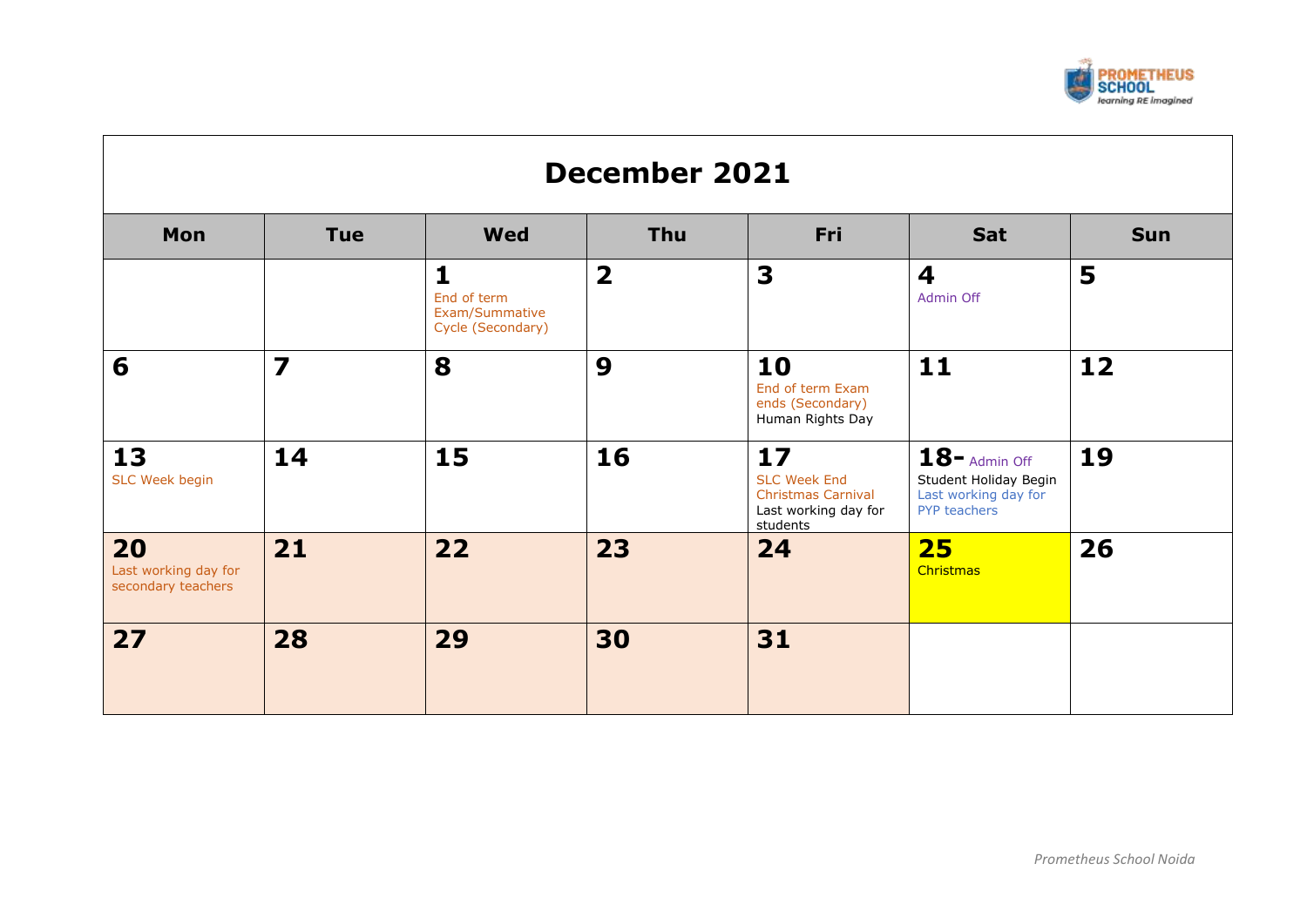## December 2021

| Mon | Tue | Wed | Thu | Fri | Sat | Sun |
|---|---|---|---|---|---|---|
| | | **1** End of term Exam/Summative Cycle (Secondary) | **2** | **3** | **4** Admin Off | **5** |
| **6** | **7** | **8** | **9** | **10** End of term Exam ends (Secondary) Human Rights Day | **11** | **12** |
| **13** SLC Week begin | **14** | **15** | **16** | **17** SLC Week End Christmas Carnival Last working day for students | **18-** Admin Off Student Holiday Begin Last working day for PYP teachers | **19** |
| **20** Last working day for secondary teachers | **21** | **22** | **23** | **24** | **25** Christmas | **26** |
| **27** | **28** | **29** | **30** | **31** | | |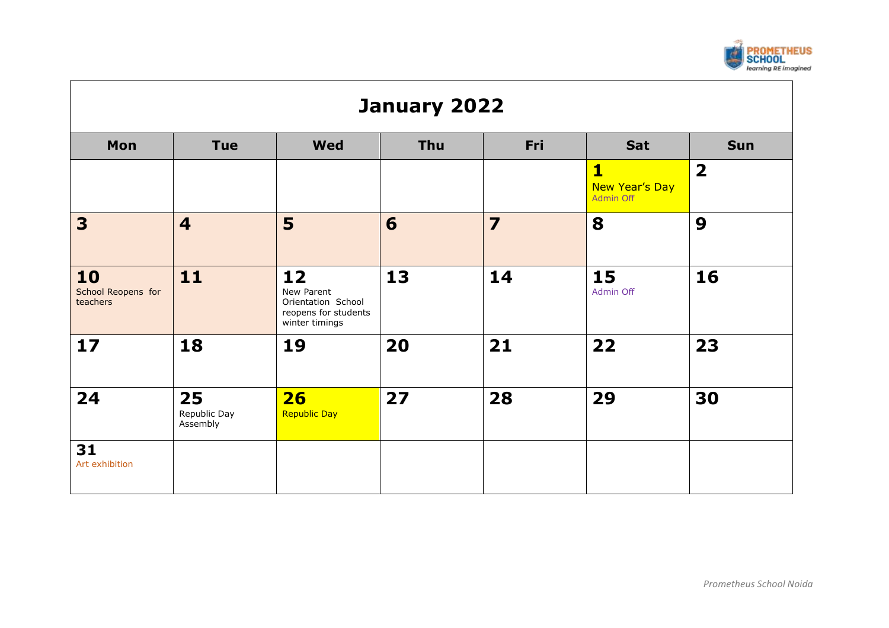# January 2022

| Mon | Tue | Wed | Thu | Fri | Sat | Sun |
|---|---|---|---|---|---|---|
| | | | | | **1** New Year's Day Admin Off | **2** |
| **3** | **4** | **5** | **6** | **7** | **8** | **9** |
| **10** School Reopens for teachers | **11** | **12** New Parent Orientation School reopens for students winter timings | **13** | **14** | **15** Admin Off | **16** |
| **17** | **18** | **19** | **20** | **21** | **22** | **23** |
| **24** | **25** Republic Day Assembly | **26** Republic Day | **27** | **28** | **29** | **30** |
| **31** Art exhibition | | | | | | |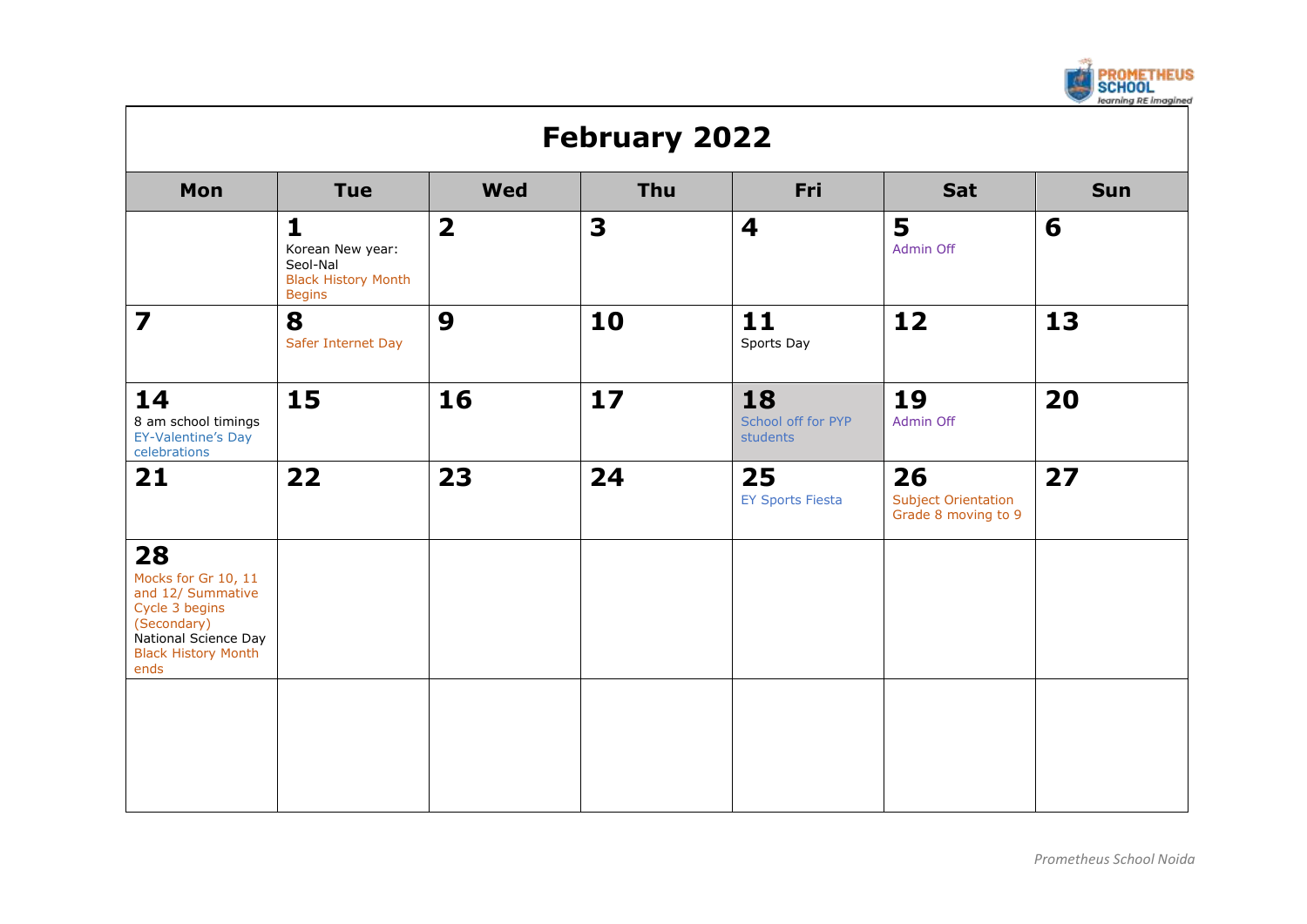# February 2022

| Mon | Tue | Wed | Thu | Fri | Sat | Sun |
|---|---|---|---|---|---|---|
| | **1** Korean New year: Seol-Nal Black History Month Begins | **2** | **3** | **4** | **5** Admin Off | **6** |
| **7** | **8** Safer Internet Day | **9** | **10** | **11** Sports Day | **12** | **13** |
| **14** 8 am school timings EY-Valentine's Day celebrations | **15** | **16** | **17** | **18** School off for PYP students | **19** Admin Off | **20** |
| **21** | **22** | **23** | **24** | **25** EY Sports Fiesta | **26** Subject Orientation Grade 8 moving to 9 | **27** |
| **28** Mocks for Gr 10, 11 and 12/ Summative Cycle 3 begins (Secondary) National Science Day Black History Month ends | | | | | | |
| | | | | | | |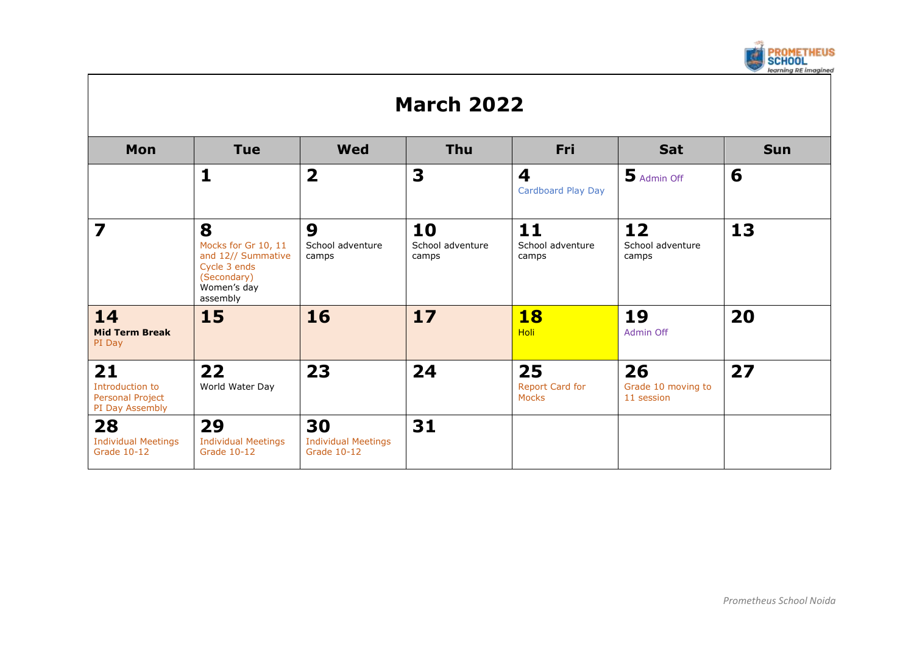# March 2022

| Mon | Tue | Wed | Thu | Fri | Sat | Sun |
|---|---|---|---|---|---|---|
| | **1** | **2** | **3** | **4** Cardboard Play Day | **5** Admin Off | **6** |
| **7** | **8** Mocks for Gr 10, 11 and 12// Summative Cycle 3 ends (Secondary) Women's day assembly | **9** School adventure camps | **10** School adventure camps | **11** School adventure camps | **12** School adventure camps | **13** |
| **14** **Mid Term Break** PI Day | **15** | **16** | **17** | **18** Holi | **19** Admin Off | **20** |
| **21** Introduction to Personal Project PI Day Assembly | **22** World Water Day | **23** | **24** | **25** Report Card for Mocks | **26** Grade 10 moving to 11 session | **27** |
| **28** Individual Meetings Grade 10-12 | **29** Individual Meetings Grade 10-12 | **30** Individual Meetings Grade 10-12 | **31** | | | |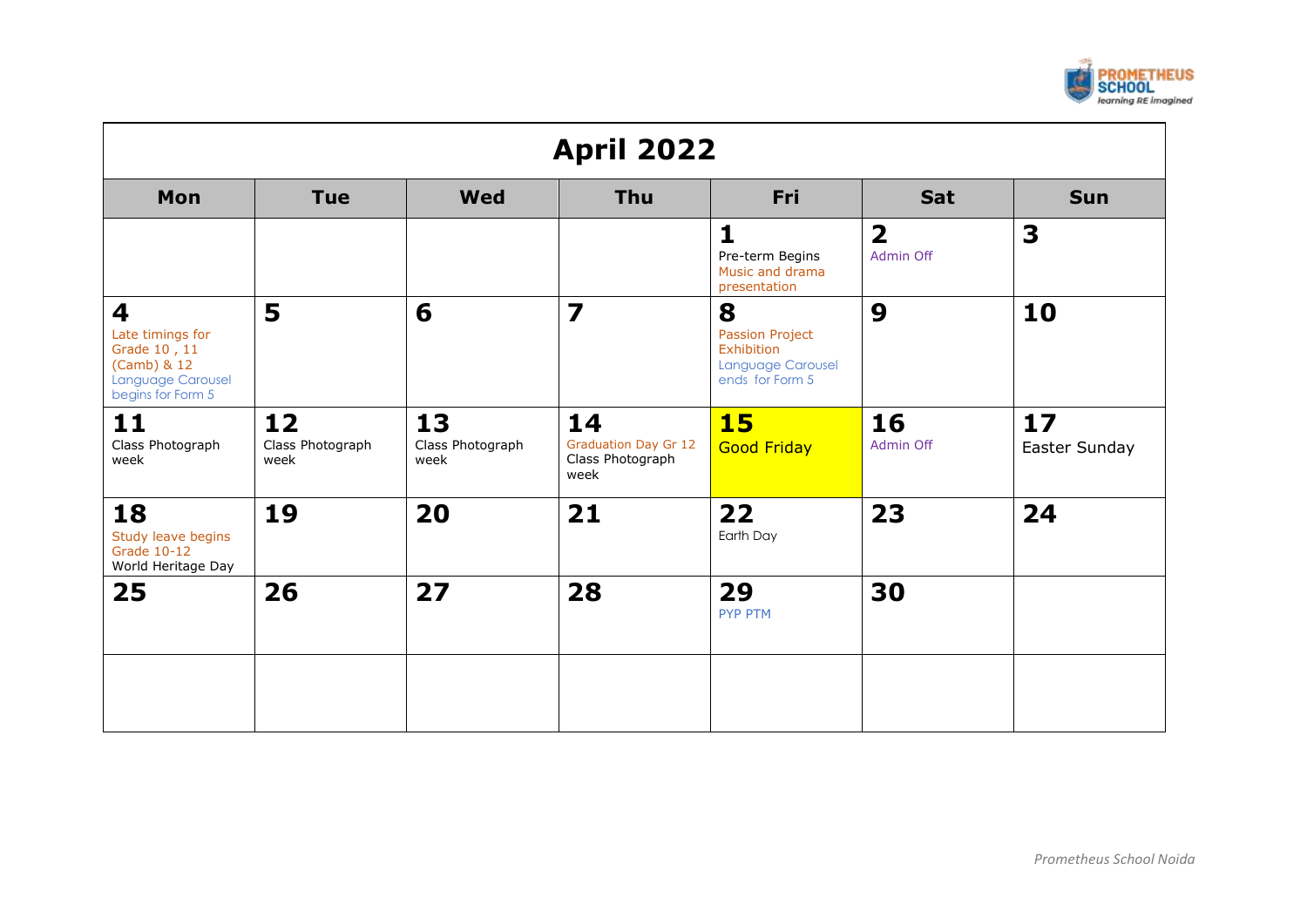# April 2022

| Mon | Tue | Wed | Thu | Fri | Sat | Sun |
|---|---|---|---|---|---|---|
| | | | | **1** Pre-term Begins Music and drama presentation | **2** Admin Off | **3** |
| **4** Late timings for Grade 10 , 11 (Camb) & 12 Language Carousel begins for Form 5 | **5** | **6** | **7** | **8** Passion Project Exhibition Language Carousel ends for Form 5 | **9** | **10** |
| **11** Class Photograph week | **12** Class Photograph week | **13** Class Photograph week | **14** Graduation Day Gr 12 Class Photograph week | **15** Good Friday | **16** Admin Off | **17** Easter Sunday |
| **18** Study leave begins Grade 10-12 World Heritage Day | **19** | **20** | **21** | **22** Earth Day | **23** | **24** |
| **25** | **26** | **27** | **28** | **29** PYP PTM | **30** | |
| | | | | | | |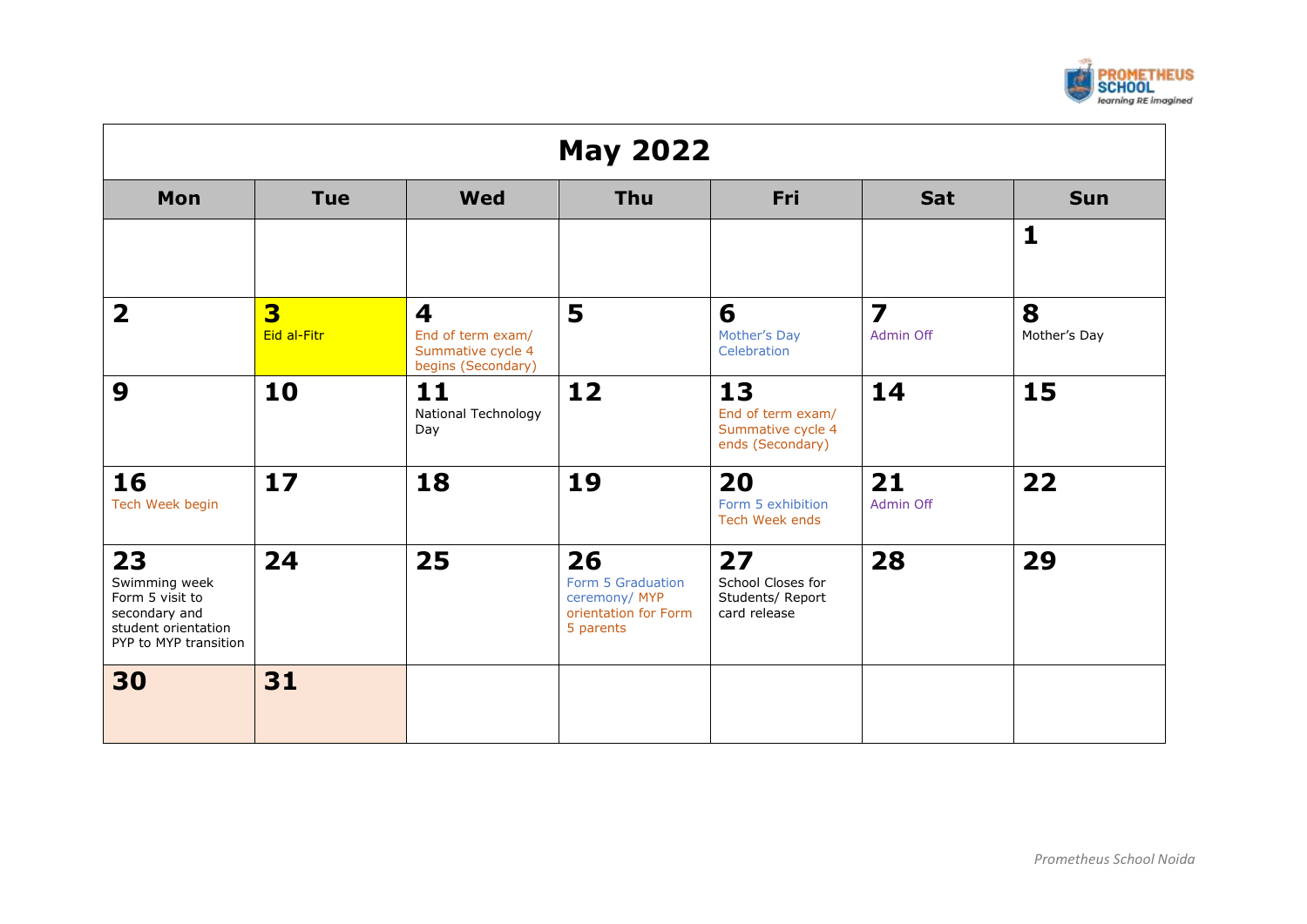| May 2022 | | | | | | |
|---|---|---|---|---|---|---|
| **Mon** | **Tue** | **Wed** | **Thu** | **Fri** | **Sat** | **Sun** |
| | | | | | | **1** |
| **2** | **3** Eid al-Fitr | **4** End of term exam/ Summative cycle 4 begins (Secondary) | **5** | **6** Mother's Day Celebration | **7** Admin Off | **8** Mother's Day |
| **9** | **10** | **11** National Technology Day | **12** | **13** End of term exam/ Summative cycle 4 ends (Secondary) | **14** | **15** |
| **16** Tech Week begin | **17** | **18** | **19** | **20** Form 5 exhibition Tech Week ends | **21** Admin Off | **22** |
| **23** Swimming week Form 5 visit to secondary and student orientation PYP to MYP transition | **24** | **25** | **26** Form 5 Graduation ceremony/ MYP orientation for Form 5 parents | **27** School Closes for Students/ Report card release | **28** | **29** |
| **30** | **31** | | | | | |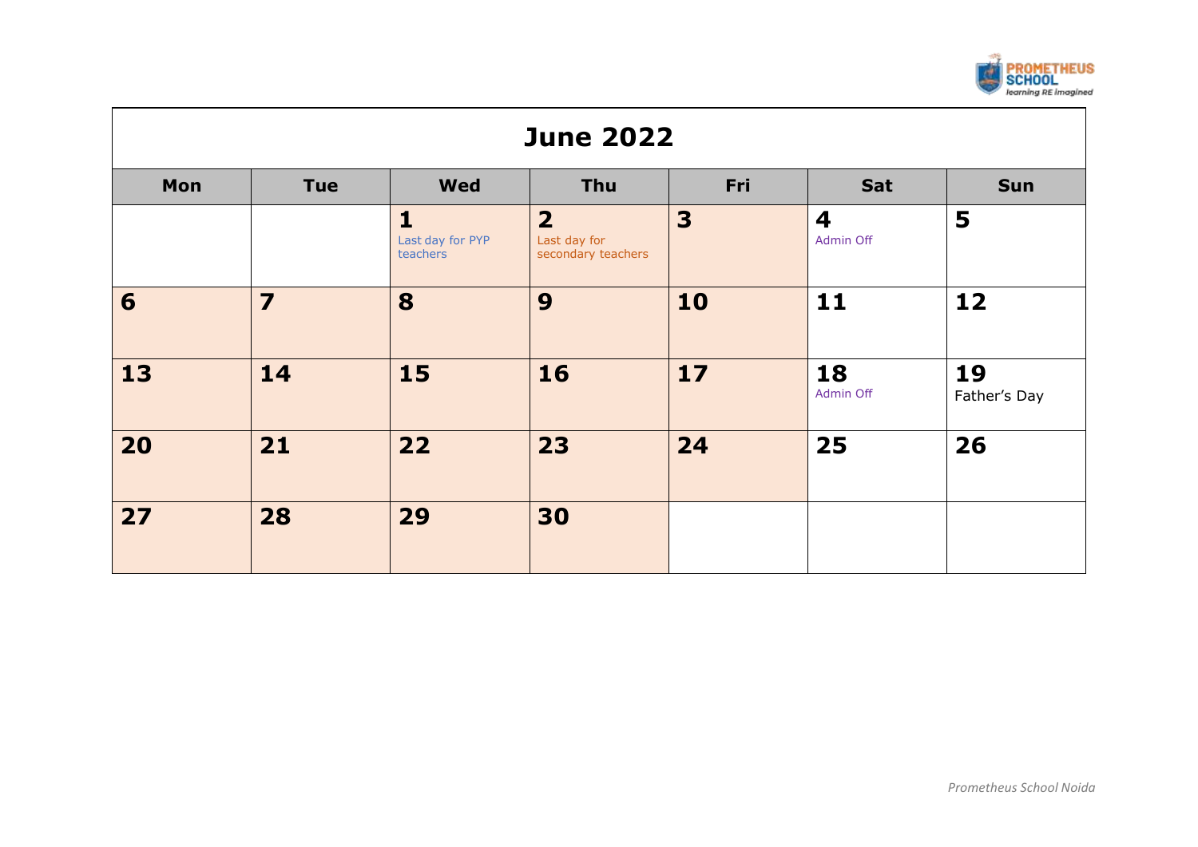| June 2022 | | | | | | |
|---|---|---|---|---|---|---|
| **Mon** | **Tue** | **Wed** | **Thu** | **Fri** | **Sat** | **Sun** |
| | | **1** Last day for PYP teachers | **2** Last day for secondary teachers | **3** | **4** Admin Off | **5** |
| **6** | **7** | **8** | **9** | **10** | **11** | **12** |
| **13** | **14** | **15** | **16** | **17** | **18** Admin Off | **19** Father's Day |
| **20** | **21** | **22** | **23** | **24** | **25** | **26** |
| **27** | **28** | **29** | **30** | | | |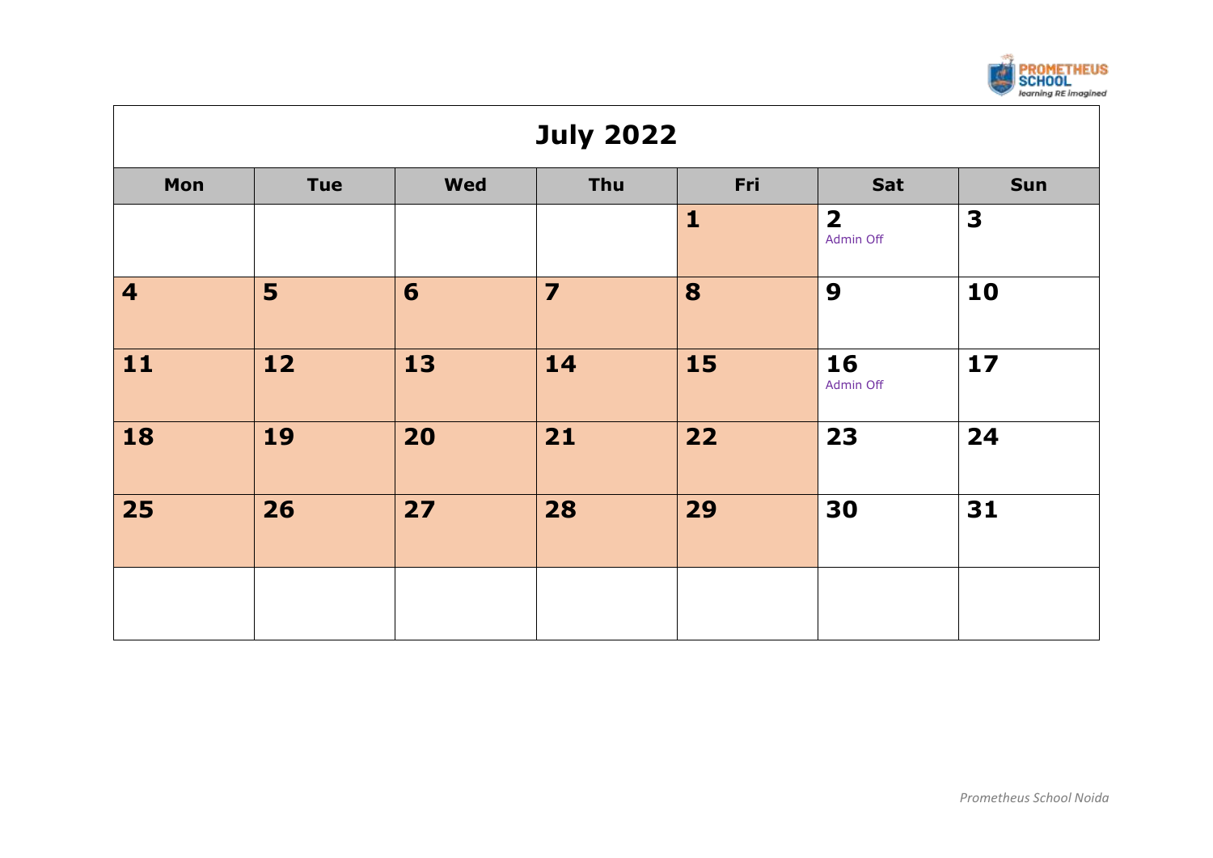| July 2022 | | | | | | |
|---|---|---|---|---|---|---|
| **Mon** | **Tue** | **Wed** | **Thu** | **Fri** | **Sat** | **Sun** |
| | | | | **1** | **2** Admin Off | **3** |
| **4** | **5** | **6** | **7** | **8** | **9** | **10** |
| **11** | **12** | **13** | **14** | **15** | **16** Admin Off | **17** |
| **18** | **19** | **20** | **21** | **22** | **23** | **24** |
| **25** | **26** | **27** | **28** | **29** | **30** | **31** |
| | | | | | | |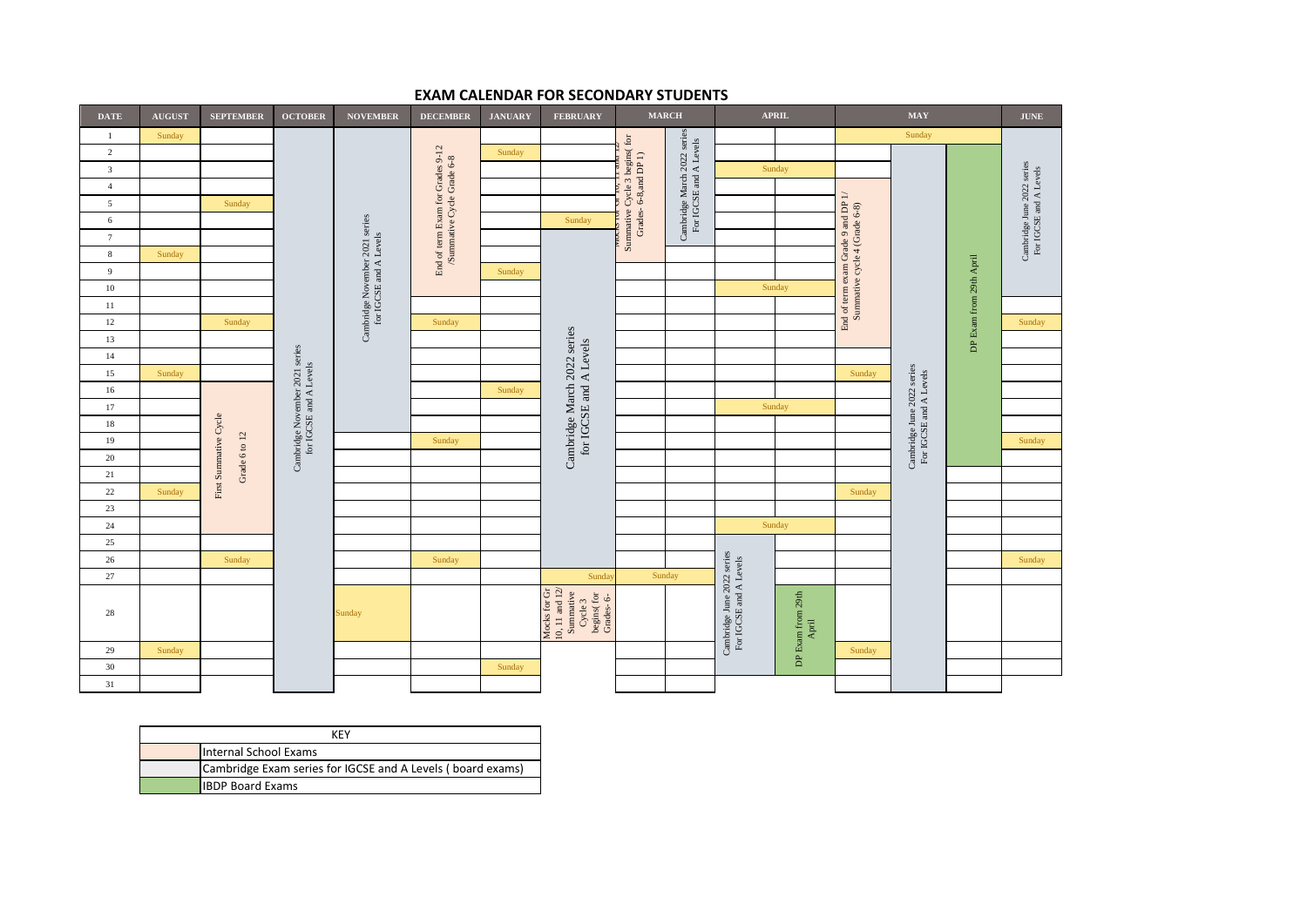# EXAM CALENDAR FOR SECONDARY STUDENTS

| DATE | AUGUST | SEPTEMBER | OCTOBER | NOVEMBER | DECEMBER | JANUARY | FEBRUARY | MARCH | | APRIL | | MAY | | | JUNE |
|---|---|---|---|---|---|---|---|---|---|---|---|---|---|---|---|
| 1 | Sunday | | Cambridge November 2021 series for IGCSE and A Levels | Cambridge November 2021 series for IGCSE and A Levels | End of term Exam for Grades 9-12 /Summative Cycle Grade 6-8 | | | Mocks for Gr 10, 11 and 12/ Summative Cycle 3 begins( for Grades- 6-8,and DP 1) | Cambridge March 2022 series For IGCSE and A Levels | | | Sunday | | | Cambridge June 2022 series For IGCSE and A Levels |
| 2 | | | | | | Sunday | | | | | | | Cambridge June 2022 series For IGCSE and A Levels | DP Exam from 29th April | |
| 3 | | | | | | | | | | Sunday | | | | | |
| 4 | | | | | | | | | | | | End of term exam Grade 9 and DP 1/ Summative cycle 4 (Grade 6-8) | | | |
| 5 | | Sunday | | | | | | | | | | | | | |
| 6 | | | | | | | Sunday | | | | | | | | |
| 7 | | | | | | | Cambridge March 2022 series for IGCSE and A Levels | | | | | | | | |
| 8 | Sunday | | | | | | | | | | | | | | |
| 9 | | | | | | Sunday | | | | | | | | | |
| 10 | | | | | | | | | | Sunday | | | | | |
| 11 | | | | | | | | | | | | | | | |
| 12 | | Sunday | | | Sunday | | | | | | | | | | Sunday |
| 13 | | | | | | | | | | | | | | | |
| 14 | | | | | | | | | | | | | | | |
| 15 | Sunday | | | | | | | | | | | Sunday | | | |
| 16 | | First Summative Cycle Grade 6 to 12 | | | | Sunday | | | | | | | | | |
| 17 | | | | | | | | | | Sunday | | | | | |
| 18 | | | | | | | | | | | | | | | |
| 19 | | | | | Sunday | | | | | | | | | | Sunday |
| 20 | | | | | | | | | | | | | | | |
| 21 | | | | | | | | | | | | | | | |
| 22 | Sunday | | | | | | | | | | | Sunday | | | |
| 23 | | | | | | | | | | | | | | | |
| 24 | | | | | | | | | | Sunday | | | | | |
| 25 | | | | | | | | | | Cambridge June 2022 series For IGCSE and A Levels | | | | | |
| 26 | | Sunday | | | Sunday | | | | | | | | | | Sunday |
| 27 | | | | | | | Sunday | Sunday | | | | | | | |
| 28 | | | | Sunday | | | Mocks for Gr 10, 11 and 12/ Summative Cycle 3 begins( for Grades- 6- | | | | DP Exam from 29th April | | | | |
| 29 | Sunday | | | | | | | | | | | Sunday | | | |
| 30 | | | | | | Sunday | | | | | | | | | |
| 31 | | | | | | | | | | | | | | | |

| KEY | |
|---|---|
| | Internal School Exams |
| | Cambridge Exam series for IGCSE and A Levels ( board exams) |
| | IBDP Board Exams |